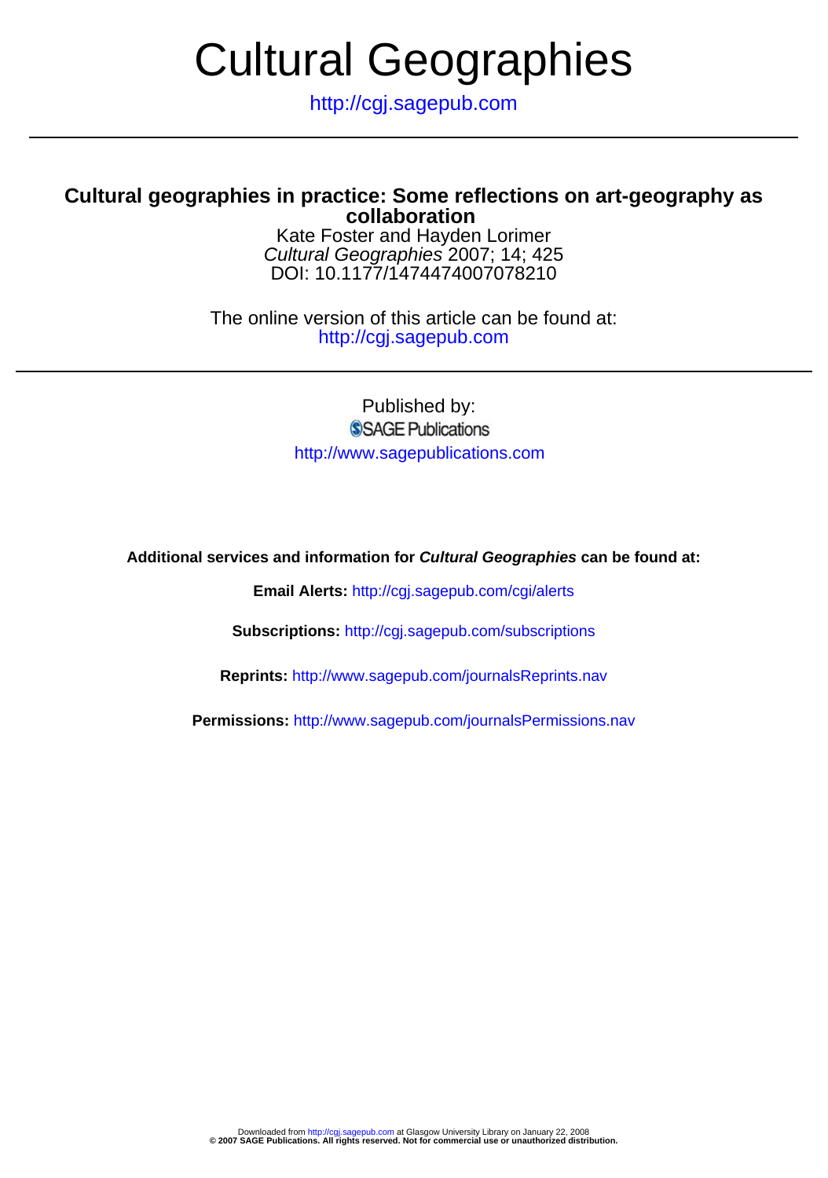# Cultural Geographies

http://cgj.sagepub.com

## Cultural geographies in practice: Some reflections on art-geography as collaboration

Kate Foster and Hayden Lorimer
*Cultural Geographies* 2007; 14; 425
DOI: 10.1177/1474474007078210

The online version of this article can be found at:
http://cgj.sagepub.com

Published by:
SAGE Publications
http://www.sagepublications.com

**Additional services and information for *Cultural Geographies* can be found at:**

**Email Alerts:** http://cgj.sagepub.com/cgi/alerts

**Subscriptions:** http://cgj.sagepub.com/subscriptions

**Reprints:** http://www.sagepub.com/journalsReprints.nav

**Permissions:** http://www.sagepub.com/journalsPermissions.nav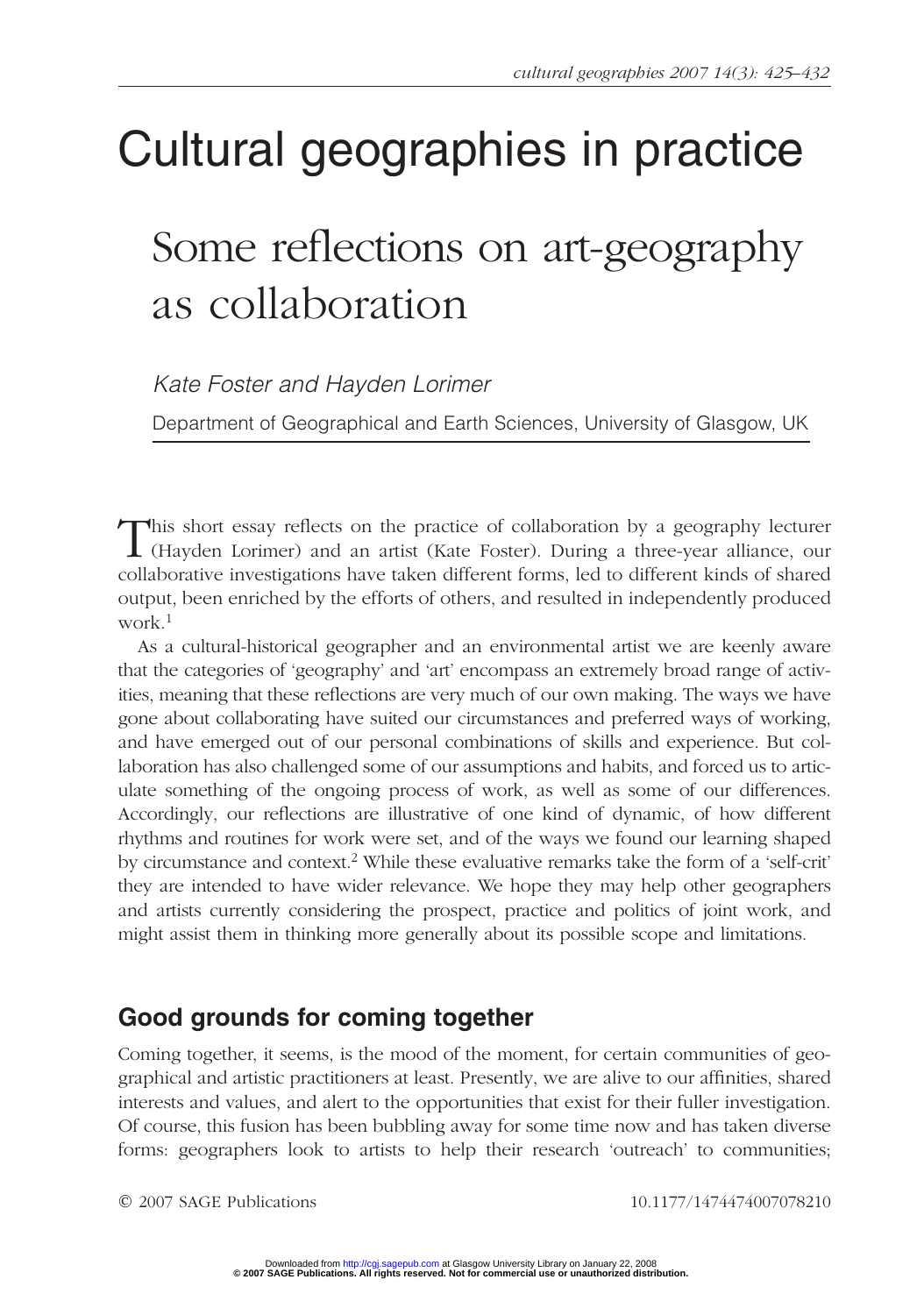# Cultural geographies in practice

## Some reflections on art-geography as collaboration

*Kate Foster and Hayden Lorimer*

Department of Geographical and Earth Sciences, University of Glasgow, UK

This short essay reflects on the practice of collaboration by a geography lecturer (Hayden Lorimer) and an artist (Kate Foster). During a three-year alliance, our collaborative investigations have taken different forms, led to different kinds of shared output, been enriched by the efforts of others, and resulted in independently produced work.[1]

As a cultural-historical geographer and an environmental artist we are keenly aware that the categories of 'geography' and 'art' encompass an extremely broad range of activities, meaning that these reflections are very much of our own making. The ways we have gone about collaborating have suited our circumstances and preferred ways of working, and have emerged out of our personal combinations of skills and experience. But collaboration has also challenged some of our assumptions and habits, and forced us to articulate something of the ongoing process of work, as well as some of our differences. Accordingly, our reflections are illustrative of one kind of dynamic, of how different rhythms and routines for work were set, and of the ways we found our learning shaped by circumstance and context.[2] While these evaluative remarks take the form of a 'self-crit' they are intended to have wider relevance. We hope they may help other geographers and artists currently considering the prospect, practice and politics of joint work, and might assist them in thinking more generally about its possible scope and limitations.

### Good grounds for coming together

Coming together, it seems, is the mood of the moment, for certain communities of geographical and artistic practitioners at least. Presently, we are alive to our affinities, shared interests and values, and alert to the opportunities that exist for their fuller investigation. Of course, this fusion has been bubbling away for some time now and has taken diverse forms: geographers look to artists to help their research 'outreach' to communities;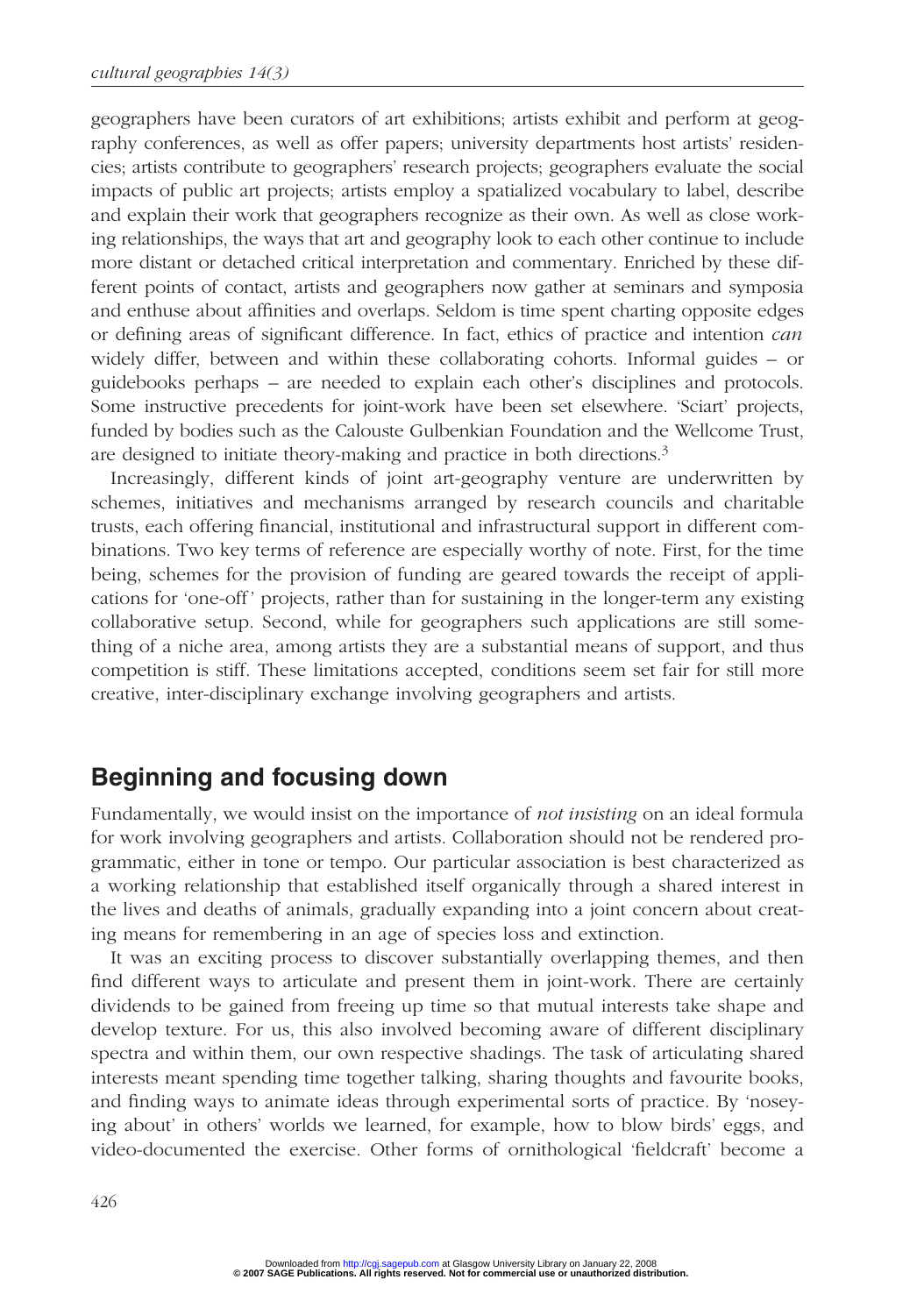geographers have been curators of art exhibitions; artists exhibit and perform at geography conferences, as well as offer papers; university departments host artists' residencies; artists contribute to geographers' research projects; geographers evaluate the social impacts of public art projects; artists employ a spatialized vocabulary to label, describe and explain their work that geographers recognize as their own. As well as close working relationships, the ways that art and geography look to each other continue to include more distant or detached critical interpretation and commentary. Enriched by these different points of contact, artists and geographers now gather at seminars and symposia and enthuse about affinities and overlaps. Seldom is time spent charting opposite edges or defining areas of significant difference. In fact, ethics of practice and intention *can* widely differ, between and within these collaborating cohorts. Informal guides – or guidebooks perhaps – are needed to explain each other's disciplines and protocols. Some instructive precedents for joint-work have been set elsewhere. 'Sciart' projects, funded by bodies such as the Calouste Gulbenkian Foundation and the Wellcome Trust, are designed to initiate theory-making and practice in both directions.[3]

Increasingly, different kinds of joint art-geography venture are underwritten by schemes, initiatives and mechanisms arranged by research councils and charitable trusts, each offering financial, institutional and infrastructural support in different combinations. Two key terms of reference are especially worthy of note. First, for the time being, schemes for the provision of funding are geared towards the receipt of applications for 'one-off' projects, rather than for sustaining in the longer-term any existing collaborative setup. Second, while for geographers such applications are still something of a niche area, among artists they are a substantial means of support, and thus competition is stiff. These limitations accepted, conditions seem set fair for still more creative, inter-disciplinary exchange involving geographers and artists.

## Beginning and focusing down

Fundamentally, we would insist on the importance of *not insisting* on an ideal formula for work involving geographers and artists. Collaboration should not be rendered programmatic, either in tone or tempo. Our particular association is best characterized as a working relationship that established itself organically through a shared interest in the lives and deaths of animals, gradually expanding into a joint concern about creating means for remembering in an age of species loss and extinction.

It was an exciting process to discover substantially overlapping themes, and then find different ways to articulate and present them in joint-work. There are certainly dividends to be gained from freeing up time so that mutual interests take shape and develop texture. For us, this also involved becoming aware of different disciplinary spectra and within them, our own respective shadings. The task of articulating shared interests meant spending time together talking, sharing thoughts and favourite books, and finding ways to animate ideas through experimental sorts of practice. By 'noseying about' in others' worlds we learned, for example, how to blow birds' eggs, and video-documented the exercise. Other forms of ornithological 'fieldcraft' become a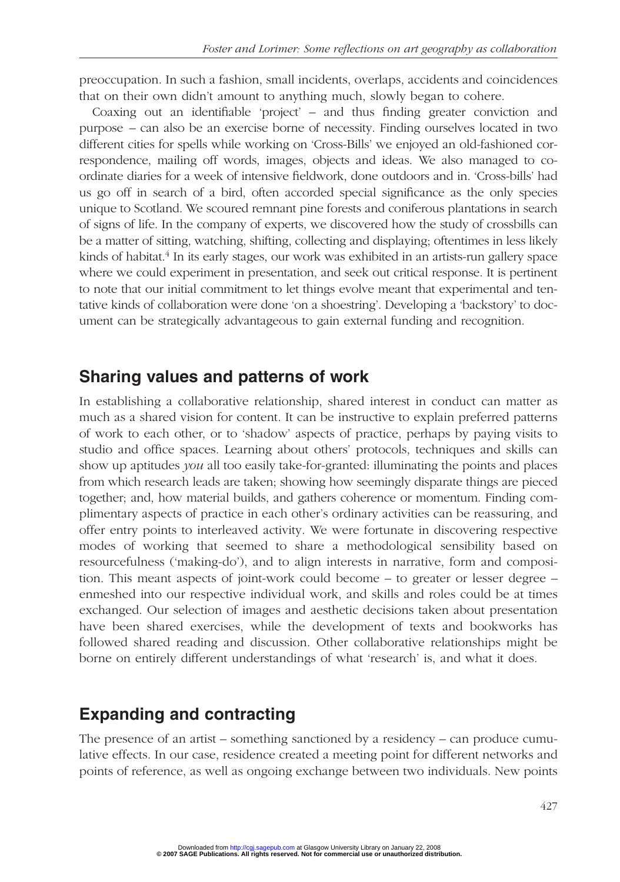preoccupation. In such a fashion, small incidents, overlaps, accidents and coincidences that on their own didn't amount to anything much, slowly began to cohere.

Coaxing out an identifiable 'project' – and thus finding greater conviction and purpose – can also be an exercise borne of necessity. Finding ourselves located in two different cities for spells while working on 'Cross-Bills' we enjoyed an old-fashioned correspondence, mailing off words, images, objects and ideas. We also managed to co-ordinate diaries for a week of intensive fieldwork, done outdoors and in. 'Cross-bills' had us go off in search of a bird, often accorded special significance as the only species unique to Scotland. We scoured remnant pine forests and coniferous plantations in search of signs of life. In the company of experts, we discovered how the study of crossbills can be a matter of sitting, watching, shifting, collecting and displaying; oftentimes in less likely kinds of habitat.[4] In its early stages, our work was exhibited in an artists-run gallery space where we could experiment in presentation, and seek out critical response. It is pertinent to note that our initial commitment to let things evolve meant that experimental and tentative kinds of collaboration were done 'on a shoestring'. Developing a 'backstory' to document can be strategically advantageous to gain external funding and recognition.

## Sharing values and patterns of work

In establishing a collaborative relationship, shared interest in conduct can matter as much as a shared vision for content. It can be instructive to explain preferred patterns of work to each other, or to 'shadow' aspects of practice, perhaps by paying visits to studio and office spaces. Learning about others' protocols, techniques and skills can show up aptitudes *you* all too easily take-for-granted: illuminating the points and places from which research leads are taken; showing how seemingly disparate things are pieced together; and, how material builds, and gathers coherence or momentum. Finding complimentary aspects of practice in each other's ordinary activities can be reassuring, and offer entry points to interleaved activity. We were fortunate in discovering respective modes of working that seemed to share a methodological sensibility based on resourcefulness ('making-do'), and to align interests in narrative, form and composition. This meant aspects of joint-work could become – to greater or lesser degree – enmeshed into our respective individual work, and skills and roles could be at times exchanged. Our selection of images and aesthetic decisions taken about presentation have been shared exercises, while the development of texts and bookworks has followed shared reading and discussion. Other collaborative relationships might be borne on entirely different understandings of what 'research' is, and what it does.

## Expanding and contracting

The presence of an artist – something sanctioned by a residency – can produce cumulative effects. In our case, residence created a meeting point for different networks and points of reference, as well as ongoing exchange between two individuals. New points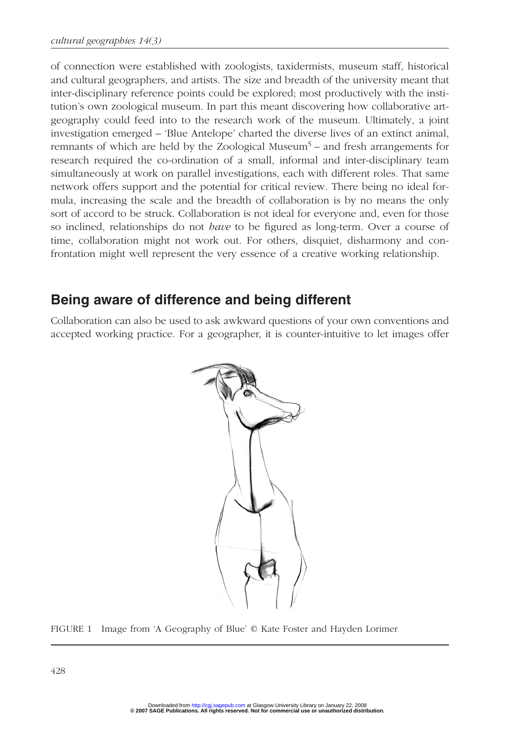of connection were established with zoologists, taxidermists, museum staff, historical and cultural geographers, and artists. The size and breadth of the university meant that inter-disciplinary reference points could be explored; most productively with the institution's own zoological museum. In part this meant discovering how collaborative art-geography could feed into to the research work of the museum. Ultimately, a joint investigation emerged – 'Blue Antelope' charted the diverse lives of an extinct animal, remnants of which are held by the Zoological Museum[5] – and fresh arrangements for research required the co-ordination of a small, informal and inter-disciplinary team simultaneously at work on parallel investigations, each with different roles. That same network offers support and the potential for critical review. There being no ideal formula, increasing the scale and the breadth of collaboration is by no means the only sort of accord to be struck. Collaboration is not ideal for everyone and, even for those so inclined, relationships do not *have* to be figured as long-term. Over a course of time, collaboration might not work out. For others, disquiet, disharmony and confrontation might well represent the very essence of a creative working relationship.

## Being aware of difference and being different

Collaboration can also be used to ask awkward questions of your own conventions and accepted working practice. For a geographer, it is counter-intuitive to let images offer

FIGURE 1 Image from 'A Geography of Blue' © Kate Foster and Hayden Lorimer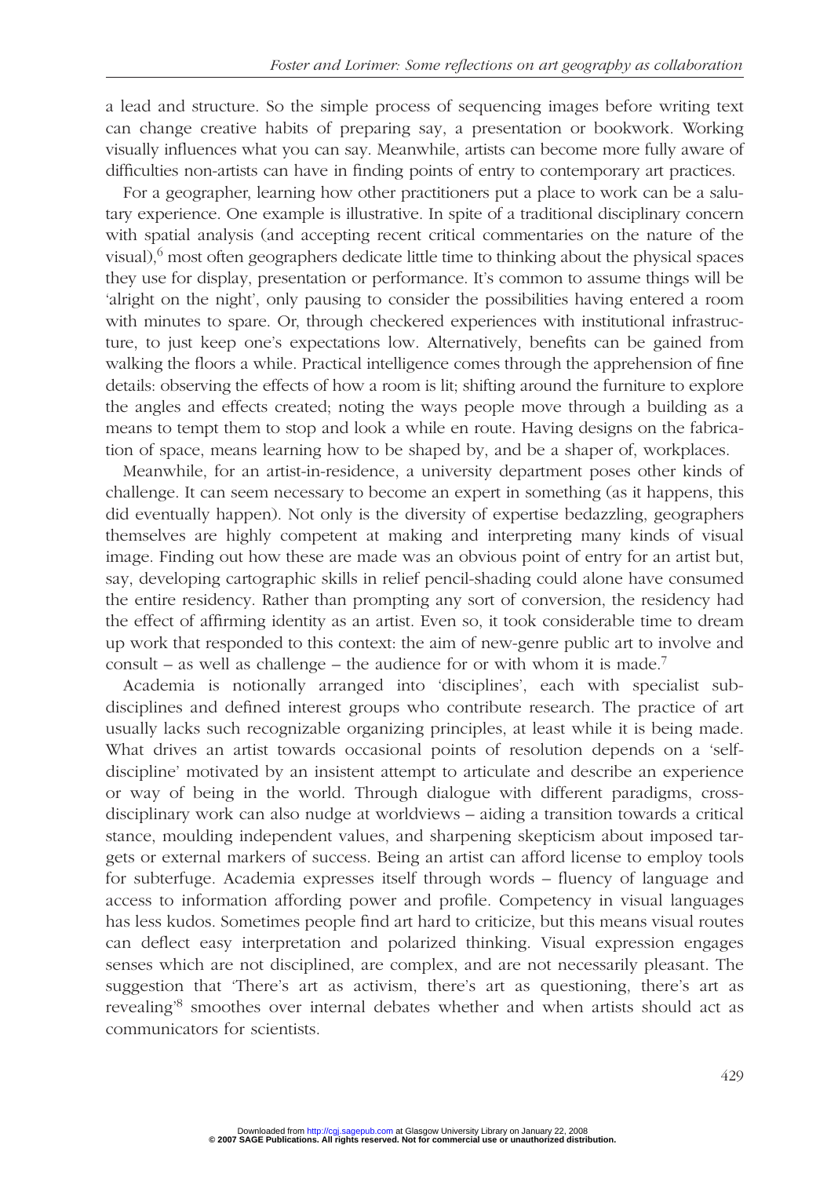a lead and structure. So the simple process of sequencing images before writing text can change creative habits of preparing say, a presentation or bookwork. Working visually influences what you can say. Meanwhile, artists can become more fully aware of difficulties non-artists can have in finding points of entry to contemporary art practices.

For a geographer, learning how other practitioners put a place to work can be a salutary experience. One example is illustrative. In spite of a traditional disciplinary concern with spatial analysis (and accepting recent critical commentaries on the nature of the visual),[6] most often geographers dedicate little time to thinking about the physical spaces they use for display, presentation or performance. It's common to assume things will be 'alright on the night', only pausing to consider the possibilities having entered a room with minutes to spare. Or, through checkered experiences with institutional infrastructure, to just keep one's expectations low. Alternatively, benefits can be gained from walking the floors a while. Practical intelligence comes through the apprehension of fine details: observing the effects of how a room is lit; shifting around the furniture to explore the angles and effects created; noting the ways people move through a building as a means to tempt them to stop and look a while en route. Having designs on the fabrication of space, means learning how to be shaped by, and be a shaper of, workplaces.

Meanwhile, for an artist-in-residence, a university department poses other kinds of challenge. It can seem necessary to become an expert in something (as it happens, this did eventually happen). Not only is the diversity of expertise bedazzling, geographers themselves are highly competent at making and interpreting many kinds of visual image. Finding out how these are made was an obvious point of entry for an artist but, say, developing cartographic skills in relief pencil-shading could alone have consumed the entire residency. Rather than prompting any sort of conversion, the residency had the effect of affirming identity as an artist. Even so, it took considerable time to dream up work that responded to this context: the aim of new-genre public art to involve and consult – as well as challenge – the audience for or with whom it is made.[7]

Academia is notionally arranged into 'disciplines', each with specialist subdisciplines and defined interest groups who contribute research. The practice of art usually lacks such recognizable organizing principles, at least while it is being made. What drives an artist towards occasional points of resolution depends on a 'self-discipline' motivated by an insistent attempt to articulate and describe an experience or way of being in the world. Through dialogue with different paradigms, cross-disciplinary work can also nudge at worldviews – aiding a transition towards a critical stance, moulding independent values, and sharpening skepticism about imposed targets or external markers of success. Being an artist can afford license to employ tools for subterfuge. Academia expresses itself through words – fluency of language and access to information affording power and profile. Competency in visual languages has less kudos. Sometimes people find art hard to criticize, but this means visual routes can deflect easy interpretation and polarized thinking. Visual expression engages senses which are not disciplined, are complex, and are not necessarily pleasant. The suggestion that 'There's art as activism, there's art as questioning, there's art as revealing'[8] smoothes over internal debates whether and when artists should act as communicators for scientists.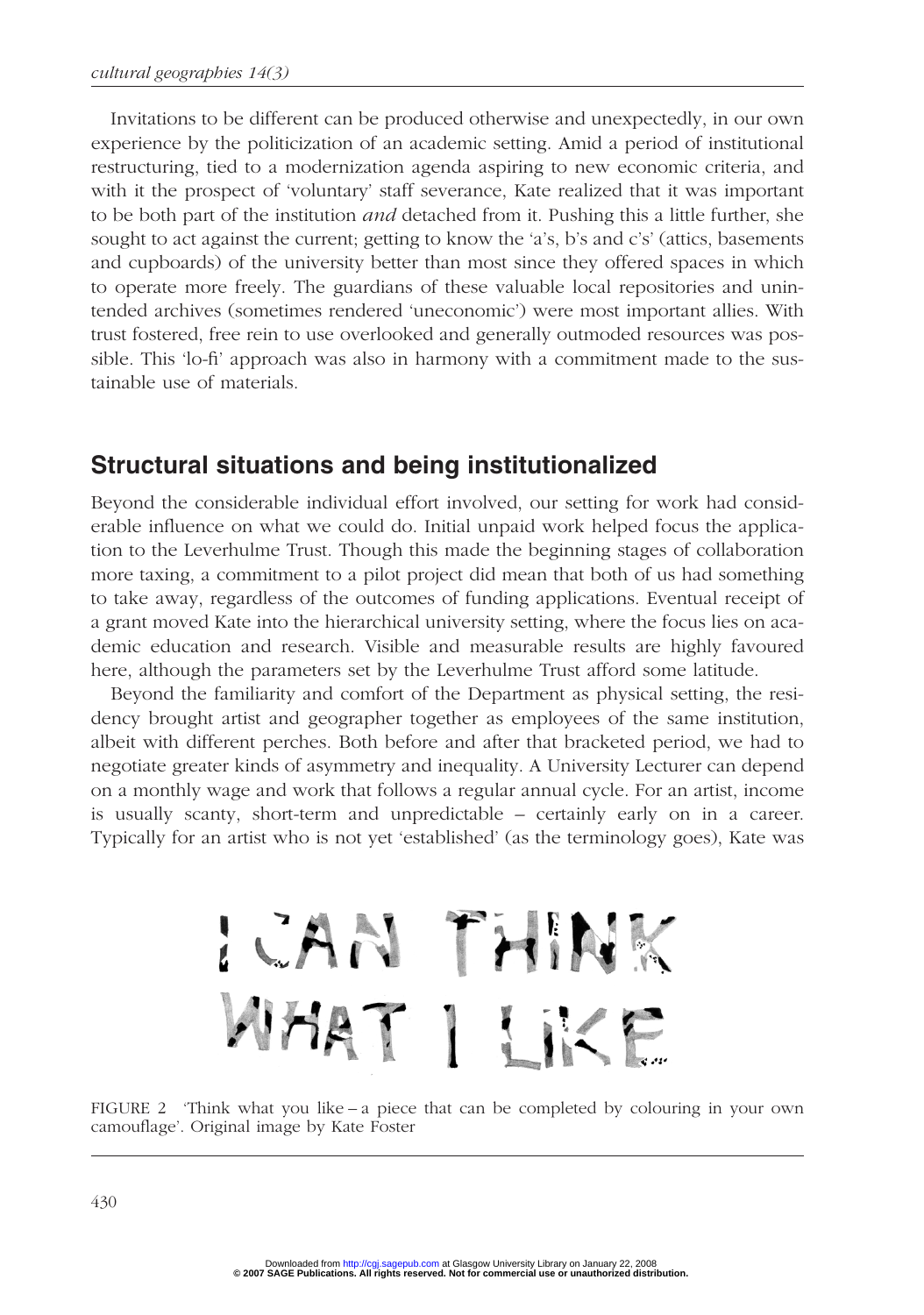Invitations to be different can be produced otherwise and unexpectedly, in our own experience by the politicization of an academic setting. Amid a period of institutional restructuring, tied to a modernization agenda aspiring to new economic criteria, and with it the prospect of 'voluntary' staff severance, Kate realized that it was important to be both part of the institution *and* detached from it. Pushing this a little further, she sought to act against the current; getting to know the 'a's, b's and c's' (attics, basements and cupboards) of the university better than most since they offered spaces in which to operate more freely. The guardians of these valuable local repositories and unintended archives (sometimes rendered 'uneconomic') were most important allies. With trust fostered, free rein to use overlooked and generally outmoded resources was possible. This 'lo-fi' approach was also in harmony with a commitment made to the sustainable use of materials.

## Structural situations and being institutionalized

Beyond the considerable individual effort involved, our setting for work had considerable influence on what we could do. Initial unpaid work helped focus the application to the Leverhulme Trust. Though this made the beginning stages of collaboration more taxing, a commitment to a pilot project did mean that both of us had something to take away, regardless of the outcomes of funding applications. Eventual receipt of a grant moved Kate into the hierarchical university setting, where the focus lies on academic education and research. Visible and measurable results are highly favoured here, although the parameters set by the Leverhulme Trust afford some latitude.

Beyond the familiarity and comfort of the Department as physical setting, the residency brought artist and geographer together as employees of the same institution, albeit with different perches. Both before and after that bracketed period, we had to negotiate greater kinds of asymmetry and inequality. A University Lecturer can depend on a monthly wage and work that follows a regular annual cycle. For an artist, income is usually scanty, short-term and unpredictable – certainly early on in a career. Typically for an artist who is not yet 'established' (as the terminology goes), Kate was

I CAN THINK WHAT I LIKE

FIGURE 2 'Think what you like – a piece that can be completed by colouring in your own camouflage'. Original image by Kate Foster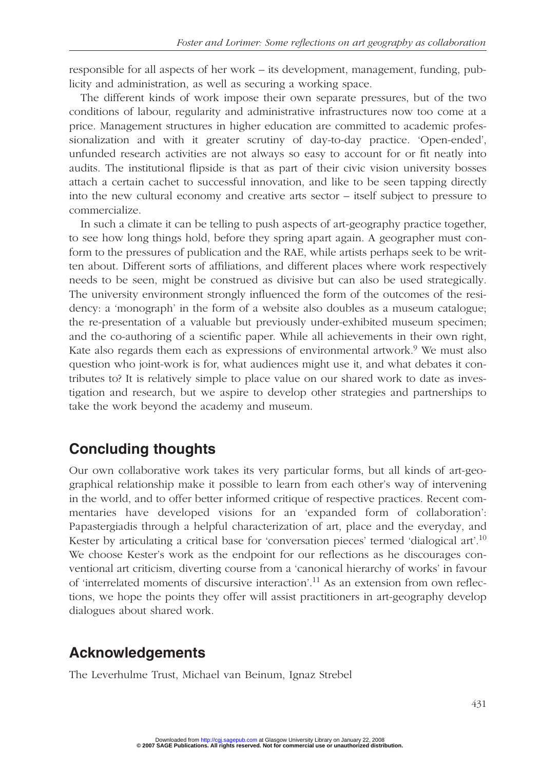responsible for all aspects of her work – its development, management, funding, publicity and administration, as well as securing a working space.

The different kinds of work impose their own separate pressures, but of the two conditions of labour, regularity and administrative infrastructures now too come at a price. Management structures in higher education are committed to academic professionalization and with it greater scrutiny of day-to-day practice. 'Open-ended', unfunded research activities are not always so easy to account for or fit neatly into audits. The institutional flipside is that as part of their civic vision university bosses attach a certain cachet to successful innovation, and like to be seen tapping directly into the new cultural economy and creative arts sector – itself subject to pressure to commercialize.

In such a climate it can be telling to push aspects of art-geography practice together, to see how long things hold, before they spring apart again. A geographer must conform to the pressures of publication and the RAE, while artists perhaps seek to be written about. Different sorts of affiliations, and different places where work respectively needs to be seen, might be construed as divisive but can also be used strategically. The university environment strongly influenced the form of the outcomes of the residency: a 'monograph' in the form of a website also doubles as a museum catalogue; the re-presentation of a valuable but previously under-exhibited museum specimen; and the co-authoring of a scientific paper. While all achievements in their own right, Kate also regards them each as expressions of environmental artwork.[9] We must also question who joint-work is for, what audiences might use it, and what debates it contributes to? It is relatively simple to place value on our shared work to date as investigation and research, but we aspire to develop other strategies and partnerships to take the work beyond the academy and museum.

## Concluding thoughts

Our own collaborative work takes its very particular forms, but all kinds of art-geographical relationship make it possible to learn from each other's way of intervening in the world, and to offer better informed critique of respective practices. Recent commentaries have developed visions for an 'expanded form of collaboration': Papastergiadis through a helpful characterization of art, place and the everyday, and Kester by articulating a critical base for 'conversation pieces' termed 'dialogical art'.[10] We choose Kester's work as the endpoint for our reflections as he discourages conventional art criticism, diverting course from a 'canonical hierarchy of works' in favour of 'interrelated moments of discursive interaction'.[11] As an extension from own reflections, we hope the points they offer will assist practitioners in art-geography develop dialogues about shared work.

## Acknowledgements

The Leverhulme Trust, Michael van Beinum, Ignaz Strebel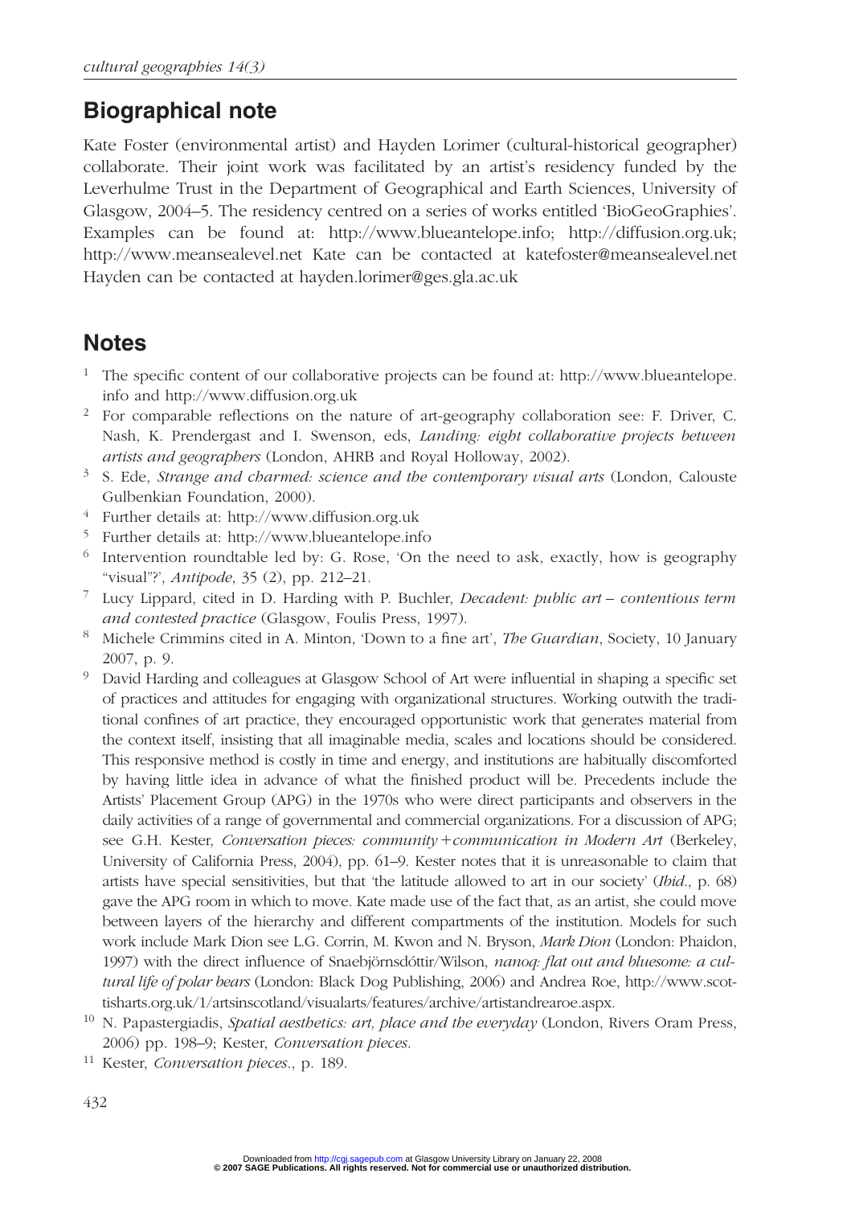## Biographical note

Kate Foster (environmental artist) and Hayden Lorimer (cultural-historical geographer) collaborate. Their joint work was facilitated by an artist's residency funded by the Leverhulme Trust in the Department of Geographical and Earth Sciences, University of Glasgow, 2004–5. The residency centred on a series of works entitled 'BioGeoGraphies'. Examples can be found at: http://www.blueantelope.info; http://diffusion.org.uk; http://www.meansealevel.net Kate can be contacted at katefoster@meansealevel.net Hayden can be contacted at hayden.lorimer@ges.gla.ac.uk

## Notes

1. The specific content of our collaborative projects can be found at: http://www.blueantelope.info and http://www.diffusion.org.uk
2. For comparable reflections on the nature of art-geography collaboration see: F. Driver, C. Nash, K. Prendergast and I. Swenson, eds, *Landing: eight collaborative projects between artists and geographers* (London, AHRB and Royal Holloway, 2002).
3. S. Ede, *Strange and charmed: science and the contemporary visual arts* (London, Calouste Gulbenkian Foundation, 2000).
4. Further details at: http://www.diffusion.org.uk
5. Further details at: http://www.blueantelope.info
6. Intervention roundtable led by: G. Rose, 'On the need to ask, exactly, how is geography "visual"?', *Antipode*, 35 (2), pp. 212–21.
7. Lucy Lippard, cited in D. Harding with P. Buchler, *Decadent: public art – contentious term and contested practice* (Glasgow, Foulis Press, 1997).
8. Michele Crimmins cited in A. Minton, 'Down to a fine art', *The Guardian*, Society, 10 January 2007, p. 9.
9. David Harding and colleagues at Glasgow School of Art were influential in shaping a specific set of practices and attitudes for engaging with organizational structures. Working outwith the traditional confines of art practice, they encouraged opportunistic work that generates material from the context itself, insisting that all imaginable media, scales and locations should be considered. This responsive method is costly in time and energy, and institutions are habitually discomforted by having little idea in advance of what the finished product will be. Precedents include the Artists' Placement Group (APG) in the 1970s who were direct participants and observers in the daily activities of a range of governmental and commercial organizations. For a discussion of APG; see G.H. Kester, *Conversation pieces: community+communication in Modern Art* (Berkeley, University of California Press, 2004), pp. 61–9. Kester notes that it is unreasonable to claim that artists have special sensitivities, but that 'the latitude allowed to art in our society' (*Ibid*., p. 68) gave the APG room in which to move. Kate made use of the fact that, as an artist, she could move between layers of the hierarchy and different compartments of the institution. Models for such work include Mark Dion see L.G. Corrin, M. Kwon and N. Bryson, *Mark Dion* (London: Phaidon, 1997) with the direct influence of Snaebjörnsdóttir/Wilson, *nanoq: flat out and bluesome: a cultural life of polar bears* (London: Black Dog Publishing, 2006) and Andrea Roe, http://www.scottisharts.org.uk/1/artsinscotland/visualarts/features/archive/artistandrearoe.aspx.
10. N. Papastergiadis, *Spatial aesthetics: art, place and the everyday* (London, Rivers Oram Press, 2006) pp. 198–9; Kester, *Conversation pieces*.
11. Kester, *Conversation pieces*., p. 189.